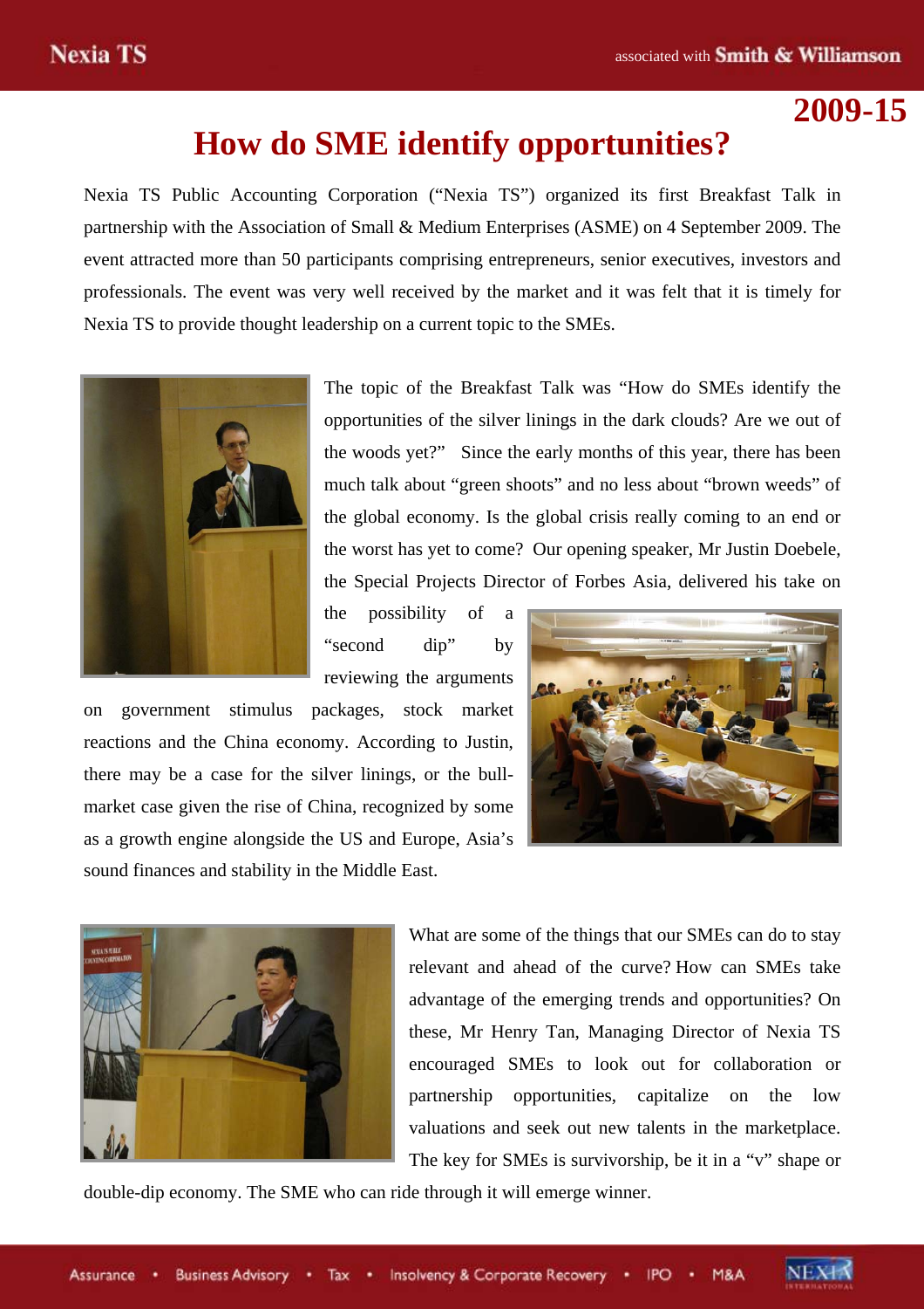2009-15

# How do SME identify opportunities?

Nexia TS Public Accounting Corporation ("Nexia TS") organized its first Breakfast Talk in partnership with the Association of Small & Medium Enterprises (ASME) on 4 September 2009. The event attracted more than 50 participants comprising entrepreneurs, senior executives, investors and professionals. The event was very well received by the market and it was felt that it is timely for Nexia TS to provide thought leadership on a current topic to the SMEs.

The topic of the Breakfast Talk was "How do SMEs identify the opportunities of the silver linings in the dark clouds? Are we out of the woods yet?" Since the early months of this year, there has been much talk about "green shoots" and no less about "brown weeds" of the global economy. Is the global crisis really coming to an end or the worst has yet to come? Our opening speaker, Mr Justin Doebele, the Special Projects Director of Forbes Asia, delivered his take on the possibility of a "second dip" by reviewing the arguments on government stimulus packages, stock market reactions and the China economy. According to Justin, there may be a case for the silver linings, or the bull-market case given the rise of China, recognized by some as a growth engine alongside the US and Europe, Asia's sound finances and stability in the Middle East.

What are some of the things that our SMEs can do to stay relevant and ahead of the curve? How can SMEs take advantage of the emerging trends and opportunities? On these, Mr Henry Tan, Managing Director of Nexia TS encouraged SMEs to look out for collaboration or partnership opportunities, capitalize on the low valuations and seek out new talents in the marketplace. The key for SMEs is survivorship, be it in a "v" shape or double-dip economy. The SME who can ride through it will emerge winner.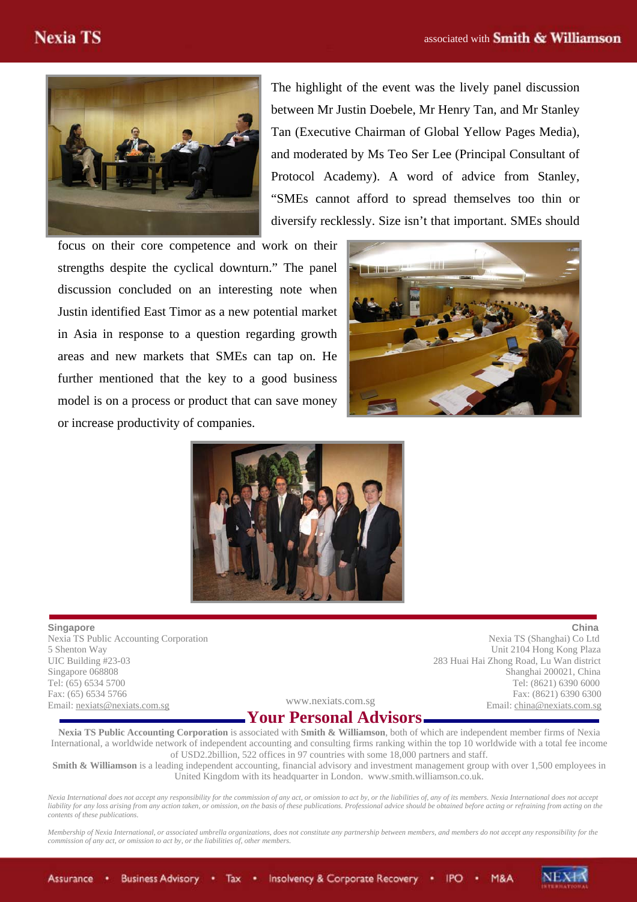The highlight of the event was the lively panel discussion between Mr Justin Doebele, Mr Henry Tan, and Mr Stanley Tan (Executive Chairman of Global Yellow Pages Media), and moderated by Ms Teo Ser Lee (Principal Consultant of Protocol Academy). A word of advice from Stanley, "SMEs cannot afford to spread themselves too thin or diversify recklessly. Size isn't that important. SMEs should focus on their core competence and work on their strengths despite the cyclical downturn." The panel discussion concluded on an interesting note when Justin identified East Timor as a new potential market in Asia in response to a question regarding growth areas and new markets that SMEs can tap on. He further mentioned that the key to a good business model is on a process or product that can save money or increase productivity of companies.

**Singapore**
Nexia TS Public Accounting Corporation
5 Shenton Way
UIC Building #23-03
Singapore 068808
Tel: (65) 6534 5700
Fax: (65) 6534 5766
Email: nexiats@nexiats.com.sg

www.nexiats.com.sg

**China**
Nexia TS (Shanghai) Co Ltd
Unit 2104 Hong Kong Plaza
283 Huai Hai Zhong Road, Lu Wan district
Shanghai 200021, China
Tel: (8621) 6390 6000
Fax: (8621) 6390 6300
Email: china@nexiats.com.sg

## Your Personal Advisors

**Nexia TS Public Accounting Corporation** is associated with **Smith & Williamson**, both of which are independent member firms of Nexia International, a worldwide network of independent accounting and consulting firms ranking within the top 10 worldwide with a total fee income of USD2.2billion, 522 offices in 97 countries with some 18,000 partners and staff.

**Smith & Williamson** is a leading independent accounting, financial advisory and investment management group with over 1,500 employees in United Kingdom with its headquarter in London. www.smith.williamson.co.uk.

*Nexia International does not accept any responsibility for the commission of any act, or omission to act by, or the liabilities of, any of its members. Nexia International does not accept liability for any loss arising from any action taken, or omission, on the basis of these publications. Professional advice should be obtained before acting or refraining from acting on the contents of these publications.*

*Membership of Nexia International, or associated umbrella organizations, does not constitute any partnership between members, and members do not accept any responsibility for the commission of any act, or omission to act by, or the liabilities of, other members.*

Assurance • Business Advisory • Tax • Insolvency & Corporate Recovery • IPO • M&A